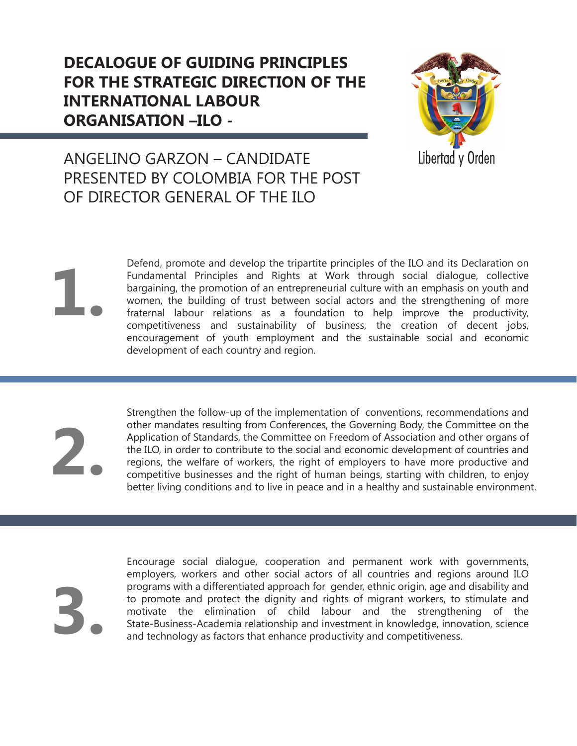# DECALOGUE OF GUIDING PRINCIPLES FOR THE STRATEGIC DIRECTION OF THE INTERNATIONAL LABOUR ORGANISATION –ILO -

ANGELINO GARZON – CANDIDATE PRESENTED BY COLOMBIA FOR THE POST OF DIRECTOR GENERAL OF THE ILO

Libertad y Orden

**1.** Defend, promote and develop the tripartite principles of the ILO and its Declaration on Fundamental Principles and Rights at Work through social dialogue, collective bargaining, the promotion of an entrepreneurial culture with an emphasis on youth and women, the building of trust between social actors and the strengthening of more fraternal labour relations as a foundation to help improve the productivity, competitiveness and sustainability of business, the creation of decent jobs, encouragement of youth employment and the sustainable social and economic development of each country and region.

**2.** Strengthen the follow-up of the implementation of conventions, recommendations and other mandates resulting from Conferences, the Governing Body, the Committee on the Application of Standards, the Committee on Freedom of Association and other organs of the ILO, in order to contribute to the social and economic development of countries and regions, the welfare of workers, the right of employers to have more productive and competitive businesses and the right of human beings, starting with children, to enjoy better living conditions and to live in peace and in a healthy and sustainable environment.

**3.** Encourage social dialogue, cooperation and permanent work with governments, employers, workers and other social actors of all countries and regions around ILO programs with a differentiated approach for gender, ethnic origin, age and disability and to promote and protect the dignity and rights of migrant workers, to stimulate and motivate the elimination of child labour and the strengthening of the State-Business-Academia relationship and investment in knowledge, innovation, science and technology as factors that enhance productivity and competitiveness.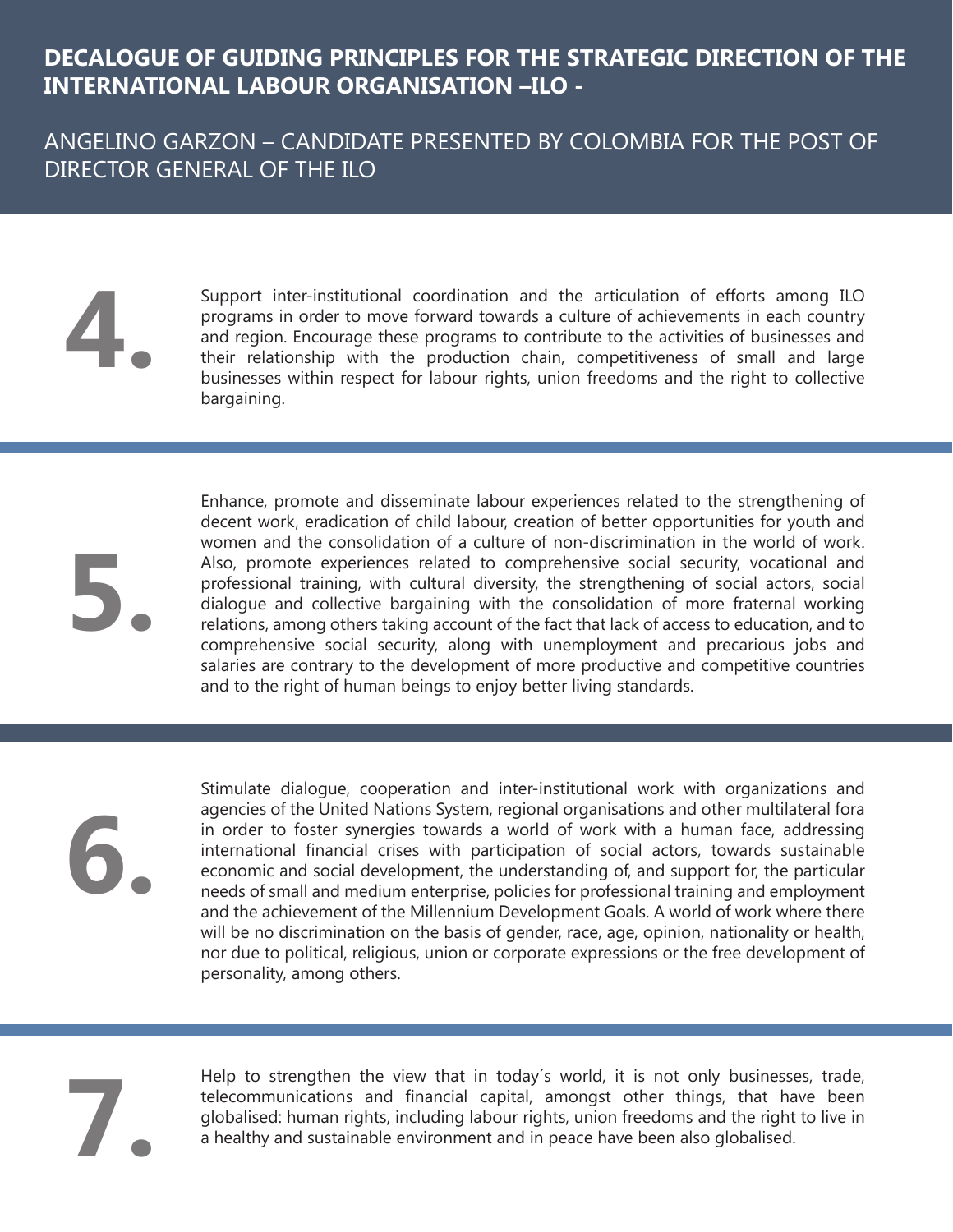# DECALOGUE OF GUIDING PRINCIPLES FOR THE STRATEGIC DIRECTION OF THE INTERNATIONAL LABOUR ORGANISATION –ILO -

## ANGELINO GARZON – CANDIDATE PRESENTED BY COLOMBIA FOR THE POST OF DIRECTOR GENERAL OF THE ILO

**4.** Support inter-institutional coordination and the articulation of efforts among ILO programs in order to move forward towards a culture of achievements in each country and region. Encourage these programs to contribute to the activities of businesses and their relationship with the production chain, competitiveness of small and large businesses within respect for labour rights, union freedoms and the right to collective bargaining.

**5.** Enhance, promote and disseminate labour experiences related to the strengthening of decent work, eradication of child labour, creation of better opportunities for youth and women and the consolidation of a culture of non-discrimination in the world of work. Also, promote experiences related to comprehensive social security, vocational and professional training, with cultural diversity, the strengthening of social actors, social dialogue and collective bargaining with the consolidation of more fraternal working relations, among others taking account of the fact that lack of access to education, and to comprehensive social security, along with unemployment and precarious jobs and salaries are contrary to the development of more productive and competitive countries and to the right of human beings to enjoy better living standards.

**6.** Stimulate dialogue, cooperation and inter-institutional work with organizations and agencies of the United Nations System, regional organisations and other multilateral fora in order to foster synergies towards a world of work with a human face, addressing international financial crises with participation of social actors, towards sustainable economic and social development, the understanding of, and support for, the particular needs of small and medium enterprise, policies for professional training and employment and the achievement of the Millennium Development Goals. A world of work where there will be no discrimination on the basis of gender, race, age, opinion, nationality or health, nor due to political, religious, union or corporate expressions or the free development of personality, among others.

**7.** Help to strengthen the view that in today´s world, it is not only businesses, trade, telecommunications and financial capital, amongst other things, that have been globalised: human rights, including labour rights, union freedoms and the right to live in a healthy and sustainable environment and in peace have been also globalised.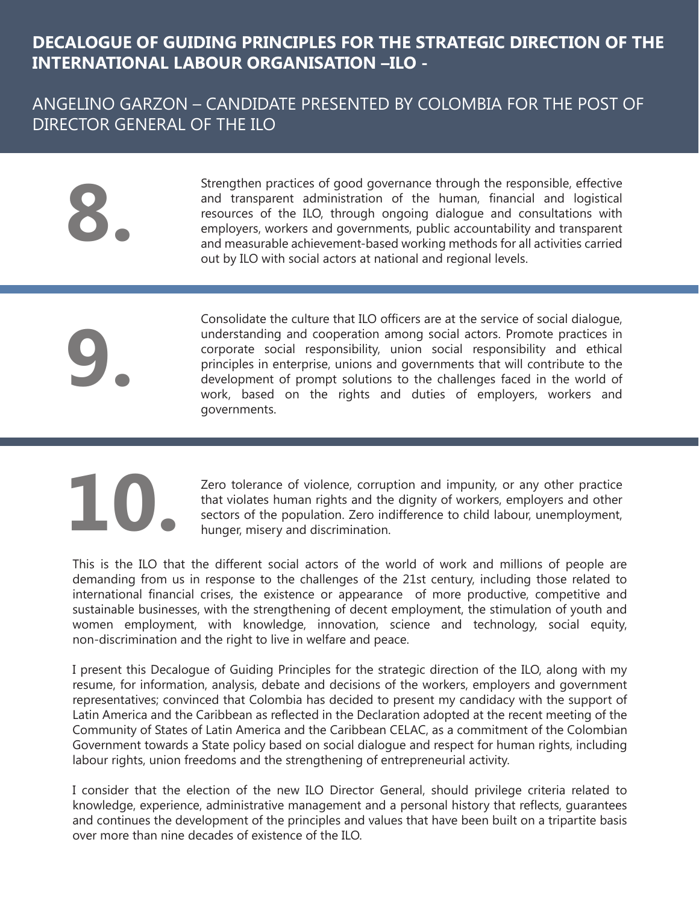# DECALOGUE OF GUIDING PRINCIPLES FOR THE STRATEGIC DIRECTION OF THE INTERNATIONAL LABOUR ORGANISATION –ILO -

## ANGELINO GARZON – CANDIDATE PRESENTED BY COLOMBIA FOR THE POST OF DIRECTOR GENERAL OF THE ILO

**8.** Strengthen practices of good governance through the responsible, effective and transparent administration of the human, financial and logistical resources of the ILO, through ongoing dialogue and consultations with employers, workers and governments, public accountability and transparent and measurable achievement-based working methods for all activities carried out by ILO with social actors at national and regional levels.

**9.** Consolidate the culture that ILO officers are at the service of social dialogue, understanding and cooperation among social actors. Promote practices in corporate social responsibility, union social responsibility and ethical principles in enterprise, unions and governments that will contribute to the development of prompt solutions to the challenges faced in the world of work, based on the rights and duties of employers, workers and governments.

**10.** Zero tolerance of violence, corruption and impunity, or any other practice that violates human rights and the dignity of workers, employers and other sectors of the population. Zero indifference to child labour, unemployment, hunger, misery and discrimination.

This is the ILO that the different social actors of the world of work and millions of people are demanding from us in response to the challenges of the 21st century, including those related to international financial crises, the existence or appearance of more productive, competitive and sustainable businesses, with the strengthening of decent employment, the stimulation of youth and women employment, with knowledge, innovation, science and technology, social equity, non-discrimination and the right to live in welfare and peace.

I present this Decalogue of Guiding Principles for the strategic direction of the ILO, along with my resume, for information, analysis, debate and decisions of the workers, employers and government representatives; convinced that Colombia has decided to present my candidacy with the support of Latin America and the Caribbean as reflected in the Declaration adopted at the recent meeting of the Community of States of Latin America and the Caribbean CELAC, as a commitment of the Colombian Government towards a State policy based on social dialogue and respect for human rights, including labour rights, union freedoms and the strengthening of entrepreneurial activity.

I consider that the election of the new ILO Director General, should privilege criteria related to knowledge, experience, administrative management and a personal history that reflects, guarantees and continues the development of the principles and values that have been built on a tripartite basis over more than nine decades of existence of the ILO.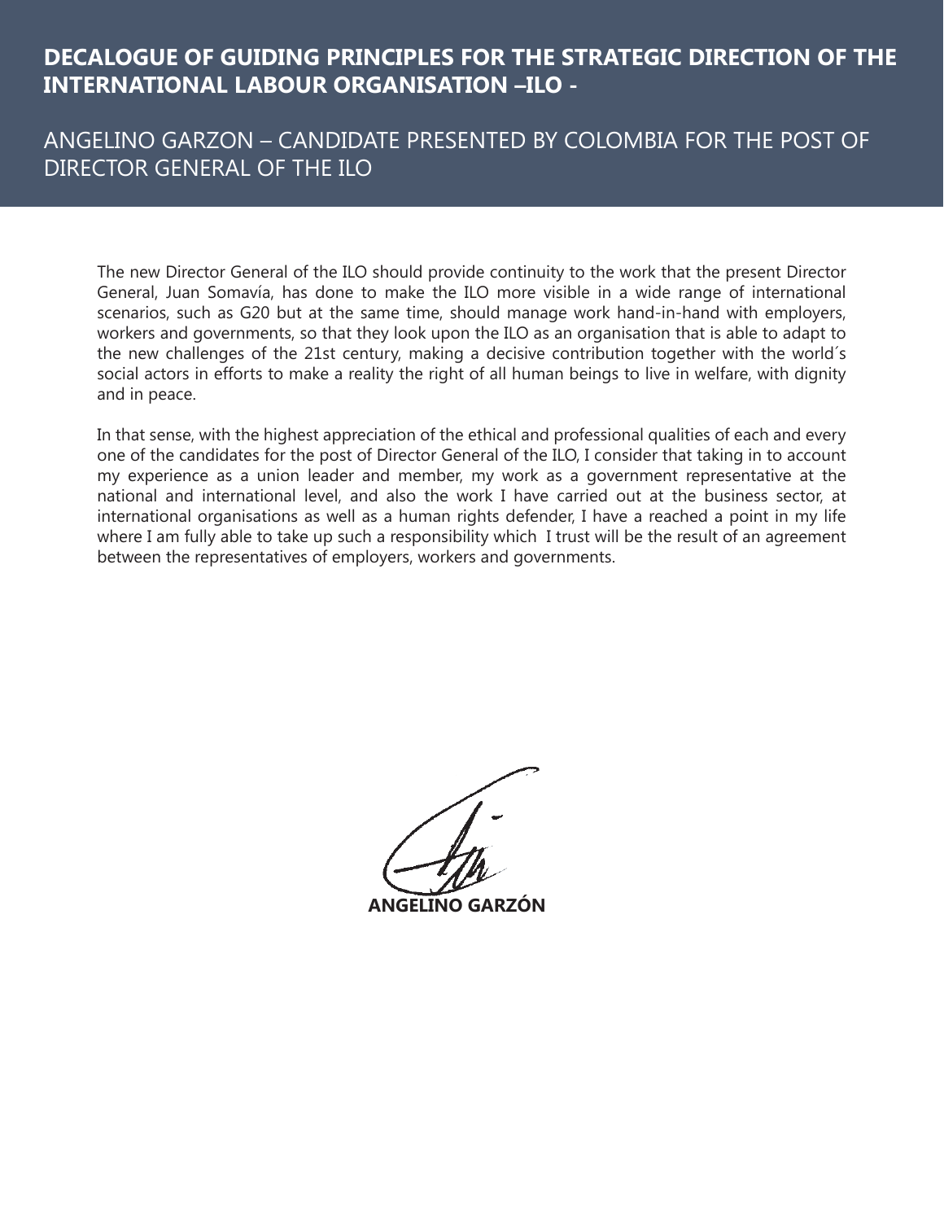# DECALOGUE OF GUIDING PRINCIPLES FOR THE STRATEGIC DIRECTION OF THE INTERNATIONAL LABOUR ORGANISATION –ILO -

## ANGELINO GARZON – CANDIDATE PRESENTED BY COLOMBIA FOR THE POST OF DIRECTOR GENERAL OF THE ILO

The new Director General of the ILO should provide continuity to the work that the present Director General, Juan Somavía, has done to make the ILO more visible in a wide range of international scenarios, such as G20 but at the same time, should manage work hand-in-hand with employers, workers and governments, so that they look upon the ILO as an organisation that is able to adapt to the new challenges of the 21st century, making a decisive contribution together with the world´s social actors in efforts to make a reality the right of all human beings to live in welfare, with dignity and in peace.

In that sense, with the highest appreciation of the ethical and professional qualities of each and every one of the candidates for the post of Director General of the ILO, I consider that taking in to account my experience as a union leader and member, my work as a government representative at the national and international level, and also the work I have carried out at the business sector, at international organisations as well as a human rights defender, I have a reached a point in my life where I am fully able to take up such a responsibility which I trust will be the result of an agreement between the representatives of employers, workers and governments.

**ANGELINO GARZÓN**